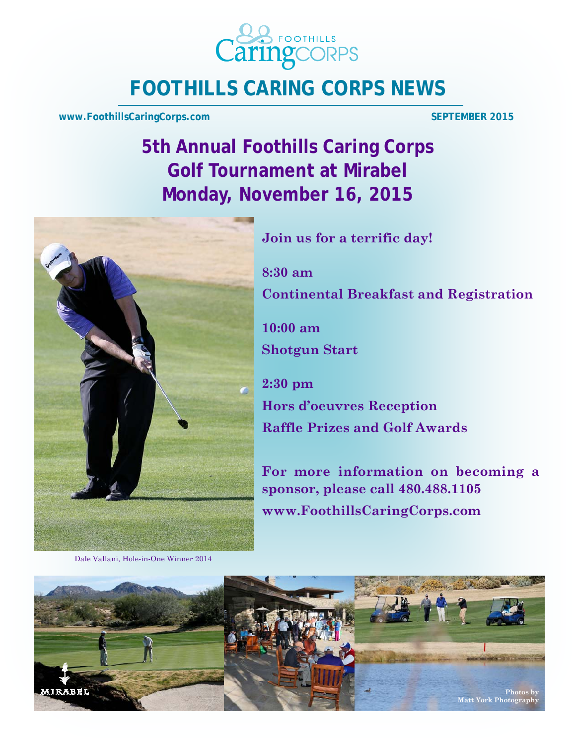# FOOTHILLS CARING CORPS NEWS

**www.FoothillsCaringCorps.com** **SEPTEMBER 2015**

## 5th Annual Foothills Caring Corps Golf Tournament at Mirabel Monday, November 16, 2015

**Join us for a terrific day!**

**8:30 am**
**Continental Breakfast and Registration**

**10:00 am**
**Shotgun Start**

**2:30 pm**
**Hors d'oeuvres Reception**
**Raffle Prizes and Golf Awards**

**For more information on becoming a sponsor, please call 480.488.1105**
**www.FoothillsCaringCorps.com**

Dale Vallani, Hole-in-One Winner 2014

Photos by Matt York Photography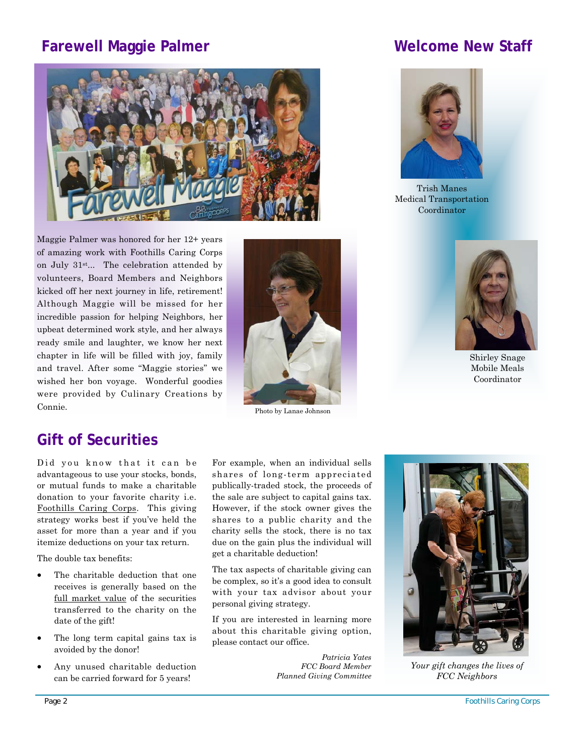## Farewell Maggie Palmer

Maggie Palmer was honored for her 12+ years of amazing work with Foothills Caring Corps on July 31st… The celebration attended by volunteers, Board Members and Neighbors kicked off her next journey in life, retirement! Although Maggie will be missed for her incredible passion for helping Neighbors, her upbeat determined work style, and her always ready smile and laughter, we know her next chapter in life will be filled with joy, family and travel. After some "Maggie stories" we wished her bon voyage. Wonderful goodies were provided by Culinary Creations by Connie.

Photo by Lanae Johnson

## Welcome New Staff

Trish Manes
Medical Transportation Coordinator

Shirley Snage
Mobile Meals Coordinator

## Gift of Securities

Did you know that it can be advantageous to use your stocks, bonds, or mutual funds to make a charitable donation to your favorite charity i.e. Foothills Caring Corps. This giving strategy works best if you've held the asset for more than a year and if you itemize deductions on your tax return.

The double tax benefits:

- The charitable deduction that one receives is generally based on the full market value of the securities transferred to the charity on the date of the gift!
- The long term capital gains tax is avoided by the donor!
- Any unused charitable deduction can be carried forward for 5 years!

For example, when an individual sells shares of long-term appreciated publically-traded stock, the proceeds of the sale are subject to capital gains tax. However, if the stock owner gives the shares to a public charity and the charity sells the stock, there is no tax due on the gain plus the individual will get a charitable deduction!

The tax aspects of charitable giving can be complex, so it's a good idea to consult with your tax advisor about your personal giving strategy.

If you are interested in learning more about this charitable giving option, please contact our office.

*Patricia Yates*
*FCC Board Member*
*Planned Giving Committee*

*Your gift changes the lives of FCC Neighbors*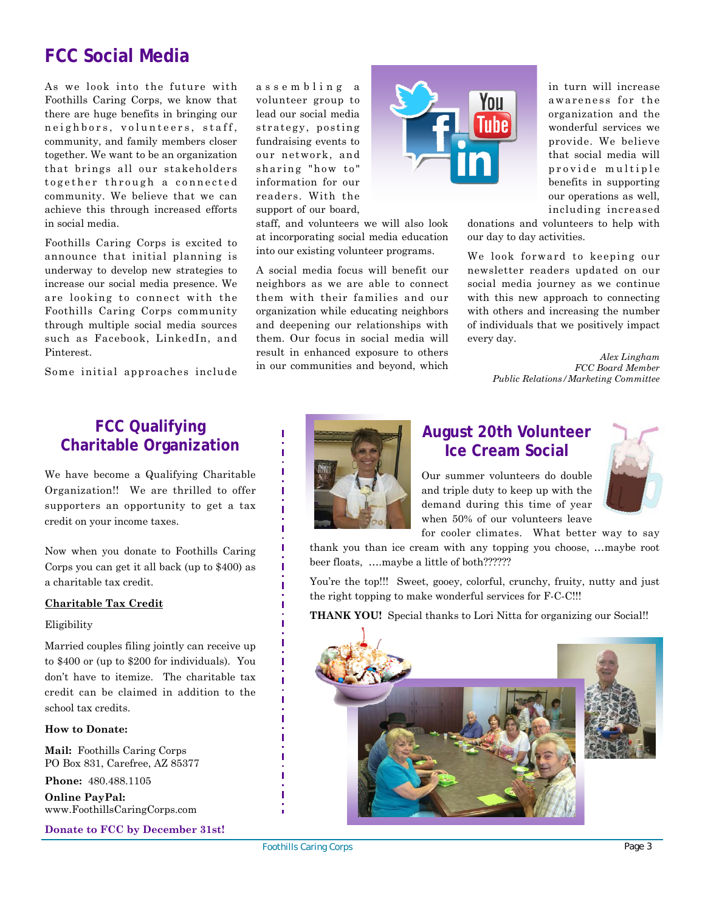## FCC Social Media

As we look into the future with Foothills Caring Corps, we know that there are huge benefits in bringing our neighbors, volunteers, staff, community, and family members closer together. We want to be an organization that brings all our stakeholders together through a connected community. We believe that we can achieve this through increased efforts in social media.

Foothills Caring Corps is excited to announce that initial planning is underway to develop new strategies to increase our social media presence. We are looking to connect with the Foothills Caring Corps community through multiple social media sources such as Facebook, LinkedIn, and Pinterest.

Some initial approaches include assembling a volunteer group to lead our social media strategy, posting fundraising events to our network, and sharing "how to" information for our readers. With the support of our board, staff, and volunteers we will also look at incorporating social media education into our existing volunteer programs.

A social media focus will benefit our neighbors as we are able to connect them with their families and our organization while educating neighbors and deepening our relationships with them. Our focus in social media will result in enhanced exposure to others in our communities and beyond, which in turn will increase awareness for the organization and the wonderful services we provide. We believe that social media will provide multiple benefits in supporting our operations as well, including increased donations and volunteers to help with our day to day activities.

We look forward to keeping our newsletter readers updated on our social media journey as we continue with this new approach to connecting with others and increasing the number of individuals that we positively impact every day.

*Alex Lingham*
*FCC Board Member*
*Public Relations/Marketing Committee*

## FCC Qualifying Charitable Organization

We have become a Qualifying Charitable Organization!! We are thrilled to offer supporters an opportunity to get a tax credit on your income taxes.

Now when you donate to Foothills Caring Corps you can get it all back (up to $400) as a charitable tax credit.

**Charitable Tax Credit**

Eligibility

Married couples filing jointly can receive up to $400 or (up to $200 for individuals). You don't have to itemize. The charitable tax credit can be claimed in addition to the school tax credits.

**How to Donate:**

**Mail:** Foothills Caring Corps
PO Box 831, Carefree, AZ 85377

**Phone:** 480.488.1105

**Online PayPal:**
www.FoothillsCaringCorps.com

**Donate to FCC by December 31st!**

## August 20th Volunteer Ice Cream Social

Our summer volunteers do double and triple duty to keep up with the demand during this time of year when 50% of our volunteers leave for cooler climates. What better way to say thank you than ice cream with any topping you choose, …maybe root beer floats, ….maybe a little of both??????

You're the top!!! Sweet, gooey, colorful, crunchy, fruity, nutty and just the right topping to make wonderful services for F-C-C!!!

**THANK YOU!** Special thanks to Lori Nitta for organizing our Social!!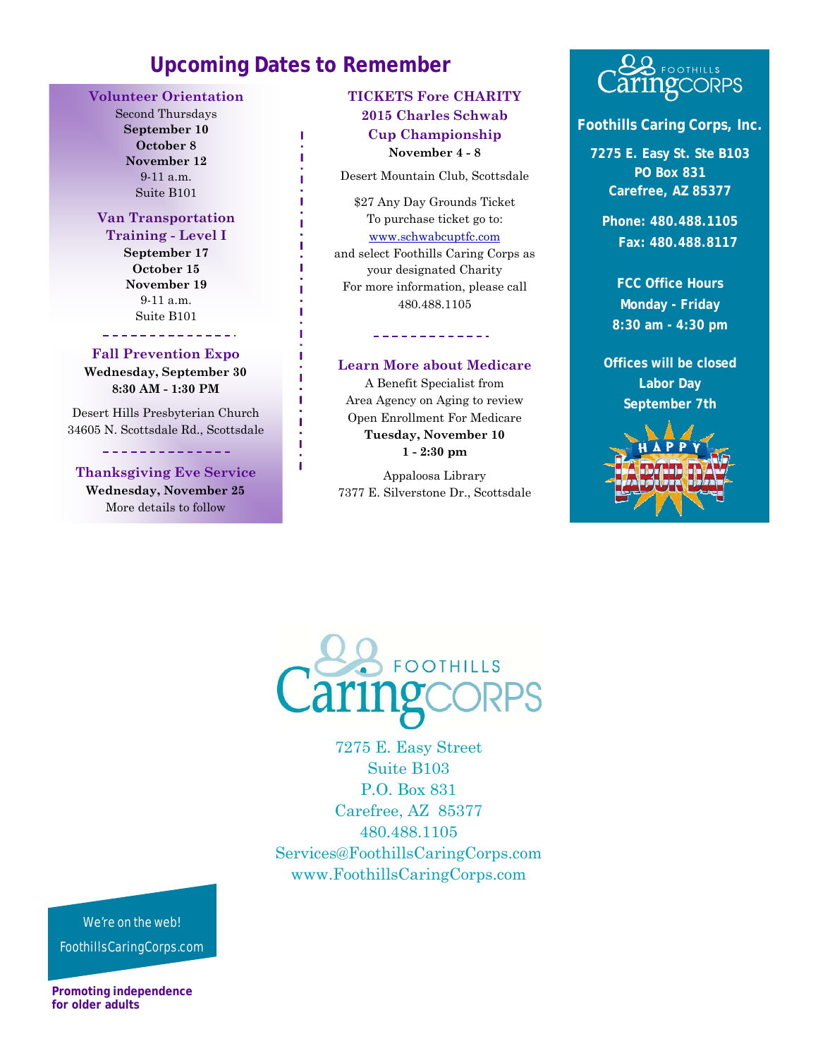## Upcoming Dates to Remember

### Volunteer Orientation

Second Thursdays
**September 10**
**October 8**
**November 12**
9-11 a.m.
Suite B101

### Van Transportation Training - Level I

**September 17**
**October 15**
**November 19**
9-11 a.m.
Suite B101

---

### Fall Prevention Expo

**Wednesday, September 30**
**8:30 AM - 1:30 PM**

Desert Hills Presbyterian Church
34605 N. Scottsdale Rd., Scottsdale

---

### Thanksgiving Eve Service

**Wednesday, November 25**
More details to follow

### TICKETS Fore CHARITY 2015 Charles Schwab Cup Championship

**November 4 - 8**

Desert Mountain Club, Scottsdale

$27 Any Day Grounds Ticket
To purchase ticket go to:
www.schwabcuptfc.com
and select Foothills Caring Corps as your designated Charity
For more information, please call 480.488.1105

---

### Learn More about Medicare

A Benefit Specialist from Area Agency on Aging to review Open Enrollment For Medicare
**Tuesday, November 10**
**1 - 2:30 pm**

Appaloosa Library
7377 E. Silverstone Dr., Scottsdale

**Foothills Caring Corps, Inc.**

**7275 E. Easy St. Ste B103**
**PO Box 831**
**Carefree, AZ 85377**

**Phone: 480.488.1105**
**Fax: 480.488.8117**

**FCC Office Hours**
**Monday - Friday**
**8:30 am - 4:30 pm**

**Offices will be closed**
**Labor Day**
**September 7th**

Foothills Caring Corps

7275 E. Easy Street
Suite B103
P.O. Box 831
Carefree, AZ 85377
480.488.1105
Services@FoothillsCaringCorps.com
www.FoothillsCaringCorps.com

We're on the web!
FoothillsCaringCorps.com

**Promoting independence for older adults**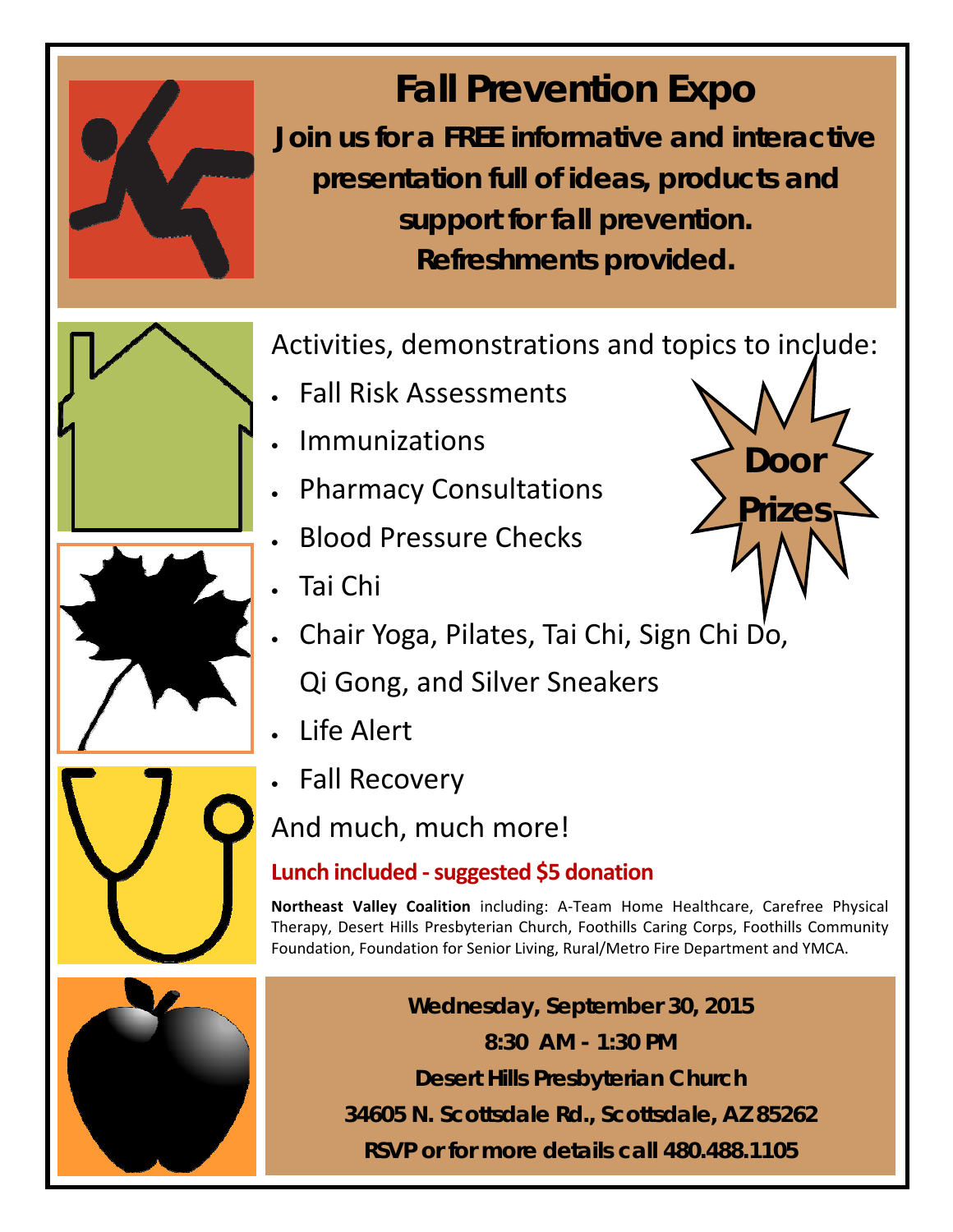# Fall Prevention Expo

**Join us for a FREE informative and interactive presentation full of ideas, products and support for fall prevention. Refreshments provided.**

Activities, demonstrations and topics to include:

- Fall Risk Assessments
- Immunizations
- Pharmacy Consultations
- Blood Pressure Checks
- Tai Chi
- Chair Yoga, Pilates, Tai Chi, Sign Chi Do, Qi Gong, and Silver Sneakers
- Life Alert
- Fall Recovery

**Door Prizes**

And much, much more!

**Lunch included - suggested $5 donation**

**Northeast Valley Coalition** including: A-Team Home Healthcare, Carefree Physical Therapy, Desert Hills Presbyterian Church, Foothills Caring Corps, Foothills Community Foundation, Foundation for Senior Living, Rural/Metro Fire Department and YMCA.

**Wednesday, September 30, 2015**
**8:30 AM - 1:30 PM**
**Desert Hills Presbyterian Church**
**34605 N. Scottsdale Rd., Scottsdale, AZ 85262**
**RSVP or for more details call 480.488.1105**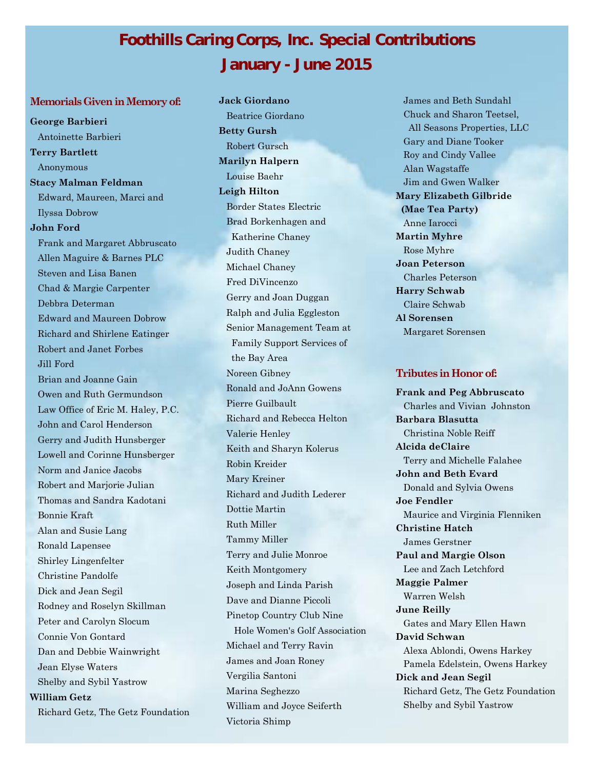# Foothills Caring Corps, Inc. Special Contributions
# January - June 2015

## Memorials Given in Memory of:

**George Barbieri**
Antoinette Barbieri

**Terry Bartlett**
Anonymous

**Stacy Malman Feldman**
Edward, Maureen, Marci and Ilyssa Dobrow

**John Ford**
Frank and Margaret Abbruscato
Allen Maguire & Barnes PLC
Steven and Lisa Banen
Chad & Margie Carpenter
Debbra Determan
Edward and Maureen Dobrow
Richard and Shirlene Eatinger
Robert and Janet Forbes
Jill Ford
Brian and Joanne Gain
Owen and Ruth Germundson
Law Office of Eric M. Haley, P.C.
John and Carol Henderson
Gerry and Judith Hunsberger
Lowell and Corinne Hunsberger
Norm and Janice Jacobs
Robert and Marjorie Julian
Thomas and Sandra Kadotani
Bonnie Kraft
Alan and Susie Lang
Ronald Lapensee
Shirley Lingenfelter
Christine Pandolfe
Dick and Jean Segil
Rodney and Roselyn Skillman
Peter and Carolyn Slocum
Connie Von Gontard
Dan and Debbie Wainwright
Jean Elyse Waters
Shelby and Sybil Yastrow

**William Getz**
Richard Getz, The Getz Foundation

**Jack Giordano**
Beatrice Giordano

**Betty Gursh**
Robert Gursch

**Marilyn Halpern**
Louise Baehr

**Leigh Hilton**
Border States Electric
Brad Borkenhagen and Katherine Chaney
Judith Chaney
Michael Chaney
Fred DiVincenzo
Gerry and Joan Duggan
Ralph and Julia Eggleston
Senior Management Team at Family Support Services of the Bay Area
Noreen Gibney
Ronald and JoAnn Gowens
Pierre Guilbault
Richard and Rebecca Helton
Valerie Henley
Keith and Sharyn Kolerus
Robin Kreider
Mary Kreiner
Richard and Judith Lederer
Dottie Martin
Ruth Miller
Tammy Miller
Terry and Julie Monroe
Keith Montgomery
Joseph and Linda Parish
Dave and Dianne Piccoli
Pinetop Country Club Nine Hole Women's Golf Association
Michael and Terry Ravin
James and Joan Roney
Vergilia Santoni
Marina Seghezzo
William and Joyce Seiferth
Victoria Shimp
James and Beth Sundahl
Chuck and Sharon Teetsel, All Seasons Properties, LLC
Gary and Diane Tooker
Roy and Cindy Vallee
Alan Wagstaffe
Jim and Gwen Walker

**Mary Elizabeth Gilbride (Mae Tea Party)**
Anne Iarocci

**Martin Myhre**
Rose Myhre

**Joan Peterson**
Charles Peterson

**Harry Schwab**
Claire Schwab

**Al Sorensen**
Margaret Sorensen

## Tributes in Honor of:

**Frank and Peg Abbruscato**
Charles and Vivian Johnston

**Barbara Blasutta**
Christina Noble Reiff

**Alcida deClaire**
Terry and Michelle Falahee

**John and Beth Evard**
Donald and Sylvia Owens

**Joe Fendler**
Maurice and Virginia Flenniken

**Christine Hatch**
James Gerstner

**Paul and Margie Olson**
Lee and Zach Letchford

**Maggie Palmer**
Warren Welsh

**June Reilly**
Gates and Mary Ellen Hawn

**David Schwan**
Alexa Ablondi, Owens Harkey
Pamela Edelstein, Owens Harkey

**Dick and Jean Segil**
Richard Getz, The Getz Foundation
Shelby and Sybil Yastrow